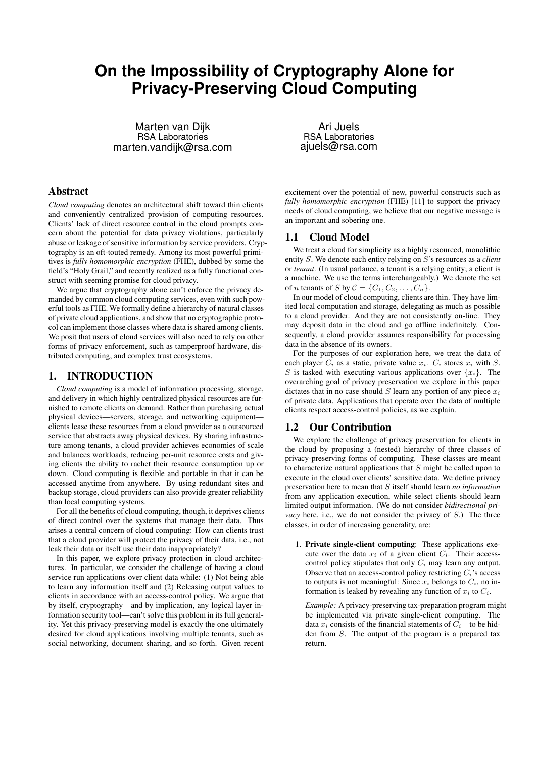# On the Impossibility of Cryptography Alone for Privacy-Preserving Cloud Computing

Marten van Dijk
RSA Laboratories
marten.vandijk@rsa.com

Ari Juels
RSA Laboratories
ajuels@rsa.com

## Abstract

*Cloud computing* denotes an architectural shift toward thin clients and conveniently centralized provision of computing resources. Clients' lack of direct resource control in the cloud prompts concern about the potential for data privacy violations, particularly abuse or leakage of sensitive information by service providers. Cryptography is an oft-touted remedy. Among its most powerful primitives is *fully homomorphic encryption* (FHE), dubbed by some the field's "Holy Grail," and recently realized as a fully functional construct with seeming promise for cloud privacy.

We argue that cryptography alone can't enforce the privacy demanded by common cloud computing services, even with such powerful tools as FHE. We formally define a hierarchy of natural classes of private cloud applications, and show that no cryptographic protocol can implement those classes where data is shared among clients. We posit that users of cloud services will also need to rely on other forms of privacy enforcement, such as tamperproof hardware, distributed computing, and complex trust ecosystems.

## 1. INTRODUCTION

*Cloud computing* is a model of information processing, storage, and delivery in which highly centralized physical resources are furnished to remote clients on demand. Rather than purchasing actual physical devices—servers, storage, and networking equipment—clients lease these resources from a cloud provider as a outsourced service that abstracts away physical devices. By sharing infrastructure among tenants, a cloud provider achieves economies of scale and balances workloads, reducing per-unit resource costs and giving clients the ability to rachet their resource consumption up or down. Cloud computing is flexible and portable in that it can be accessed anytime from anywhere. By using redundant sites and backup storage, cloud providers can also provide greater reliability than local computing systems.

For all the benefits of cloud computing, though, it deprives clients of direct control over the systems that manage their data. Thus arises a central concern of cloud computing: How can clients trust that a cloud provider will protect the privacy of their data, i.e., not leak their data or itself use their data inappropriately?

In this paper, we explore privacy protection in cloud architectures. In particular, we consider the challenge of having a cloud service run applications over client data while: (1) Not being able to learn any information itself and (2) Releasing output values to clients in accordance with an access-control policy. We argue that by itself, cryptography—and by implication, any logical layer information security tool—can't solve this problem in its full generality. Yet this privacy-preserving model is exactly the one ultimately desired for cloud applications involving multiple tenants, such as social networking, document sharing, and so forth. Given recent excitement over the potential of new, powerful constructs such as *fully homomorphic encryption* (FHE) [11] to support the privacy needs of cloud computing, we believe that our negative message is an important and sobering one.

### 1.1 Cloud Model

We treat a cloud for simplicity as a highly resourced, monolithic entity $S$. We denote each entity relying on $S$'s resources as a *client* or *tenant*. (In usual parlance, a tenant is a relying entity; a client is a machine. We use the terms interchangeably.) We denote the set of $n$ tenants of $S$ by $\mathcal{C} = \{C_1, C_2, \ldots, C_n\}$.

In our model of cloud computing, clients are thin. They have limited local computation and storage, delegating as much as possible to a cloud provider. And they are not consistently on-line. They may deposit data in the cloud and go offline indefinitely. Consequently, a cloud provider assumes responsibility for processing data in the absence of its owners.

For the purposes of our exploration here, we treat the data of each player $C_i$ as a static, private value $x_i$. $C_i$ stores $x_i$ with $S$. $S$ is tasked with executing various applications over $\{x_i\}$. The overarching goal of privacy preservation we explore in this paper dictates that in no case should $S$ learn any portion of any piece $x_i$ of private data. Applications that operate over the data of multiple clients respect access-control policies, as we explain.

### 1.2 Our Contribution

We explore the challenge of privacy preservation for clients in the cloud by proposing a (nested) hierarchy of three classes of privacy-preserving forms of computing. These classes are meant to characterize natural applications that $S$ might be called upon to execute in the cloud over clients' sensitive data. We define privacy preservation here to mean that $S$ itself should learn *no information* from any application execution, while select clients should learn limited output information. (We do not consider *bidirectional privacy* here, i.e., we do not consider the privacy of $S$.) The three classes, in order of increasing generality, are:

1. **Private single-client computing**: These applications execute over the data $x_i$ of a given client $C_i$. Their access-control policy stipulates that only $C_i$ may learn any output. Observe that an access-control policy restricting $C_i$'s access to outputs is not meaningful: Since $x_i$ belongs to $C_i$, no information is leaked by revealing any function of $x_i$ to $C_i$.

   *Example:* A privacy-preserving tax-preparation program might be implemented via private single-client computing. The data $x_i$ consists of the financial statements of $C_i$—to be hidden from $S$. The output of the program is a prepared tax return.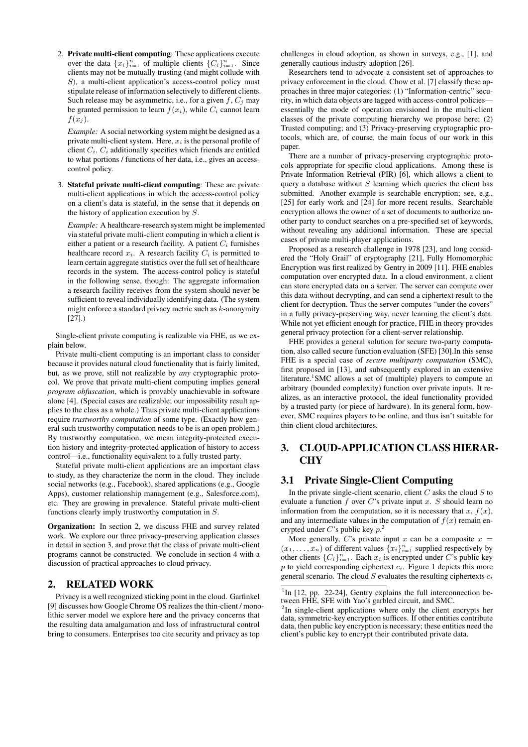2. **Private multi-client computing**: These applications execute over the data $\{x_i\}_{i=1}^n$ of multiple clients $\{C_i\}_{i=1}^n$. Since clients may not be mutually trusting (and might collude with $S$), a multi-client application's access-control policy must stipulate release of information selectively to different clients. Such release may be asymmetric, i.e., for a given $f$, $C_j$ may be granted permission to learn $f(x_i)$, while $C_i$ cannot learn $f(x_j)$.

   *Example:* A social networking system might be designed as a private multi-client system. Here, $x_i$ is the personal profile of client $C_i$. $C_i$ additionally specifies which friends are entitled to what portions / functions of her data, i.e., gives an access-control policy.

3. **Stateful private multi-client computing**: These are private multi-client applications in which the access-control policy on a client's data is stateful, in the sense that it depends on the history of application execution by $S$.

   *Example:* A healthcare-research system might be implemented via stateful private multi-client computing in which a client is either a patient or a research facility. A patient $C_i$ furnishes healthcare record $x_i$. A research facility $C_i$ is permitted to learn certain aggregate statistics over the full set of healthcare records in the system. The access-control policy is stateful in the following sense, though: The aggregate information a research facility receives from the system should never be sufficient to reveal individually identifying data. (The system might enforce a standard privacy metric such as $k$-anonymity [27].)

Single-client private computing is realizable via FHE, as we explain below.

Private multi-client computing is an important class to consider because it provides natural cloud functionality that is fairly limited, but, as we prove, still not realizable by *any* cryptographic protocol. We prove that private multi-client computing implies general *program obfuscation*, which is provably unachievable in software alone [4]. (Special cases are realizable; our impossibility result applies to the class as a whole.) Thus private multi-client applications require *trustworthy computation* of some type. (Exactly how general such trustworthy computation needs to be is an open problem.) By trustworthy computation, we mean integrity-protected execution history and integrity-protected application of history to access control—i.e., functionality equivalent to a fully trusted party.

Stateful private multi-client applications are an important class to study, as they characterize the norm in the cloud. They include social networks (e.g., Facebook), shared applications (e.g., Google Apps), customer relationship management (e.g., Salesforce.com), etc. They are growing in prevalence. Stateful private multi-client functions clearly imply trustworthy computation in $S$.

**Organization:** In section 2, we discuss FHE and survey related work. We explore our three privacy-preserving application classes in detail in section 3, and prove that the class of private multi-client programs cannot be constructed. We conclude in section 4 with a discussion of practical approaches to cloud privacy.

## 2. RELATED WORK

Privacy is a well recognized sticking point in the cloud. Garfinkel [9] discusses how Google Chrome OS realizes the thin-client / monolithic server model we explore here and the privacy concerns that the resulting data amalgamation and loss of infrastructural control bring to consumers. Enterprises too cite security and privacy as top challenges in cloud adoption, as shown in surveys, e.g., [1], and generally cautious industry adoption [26].

Researchers tend to advocate a consistent set of approaches to privacy enforcement in the cloud. Chow et al. [7] classify these approaches in three major categories: (1) "Information-centric" security, in which data objects are tagged with access-control policies—essentially the mode of operation envisioned in the multi-client classes of the private computing hierarchy we propose here; (2) Trusted computing; and (3) Privacy-preserving cryptographic protocols, which are, of course, the main focus of our work in this paper.

There are a number of privacy-preserving cryptographic protocols appropriate for specific cloud applications. Among these is Private Information Retrieval (PIR) [6], which allows a client to query a database without $S$ learning which queries the client has submitted. Another example is searchable encryption; see, e.g., [25] for early work and [24] for more recent results. Searchable encryption allows the owner of a set of documents to authorize another party to conduct searches on a pre-specified set of keywords, without revealing any additional information. These are special cases of private multi-player applications.

Proposed as a research challenge in 1978 [23], and long considered the "Holy Grail" of cryptography [21], Fully Homomorphic Encryption was first realized by Gentry in 2009 [11]. FHE enables computation over encrypted data. In a cloud environment, a client can store encrypted data on a server. The server can compute over this data without decrypting, and can send a ciphertext result to the client for decryption. Thus the server computes "under the covers" in a fully privacy-preserving way, never learning the client's data. While not yet efficient enough for practice, FHE in theory provides general privacy protection for a client-server relationship.

FHE provides a general solution for secure two-party computation, also called secure function evaluation (SFE) [30].In this sense FHE is a special case of *secure multiparty computation* (SMC), first proposed in [13], and subsequently explored in an extensive literature.[1]SMC allows a set of (multiple) players to compute an arbitrary (bounded complexity) function over private inputs. It realizes, as an interactive protocol, the ideal functionality provided by a trusted party (or piece of hardware). In its general form, however, SMC requires players to be online, and thus isn't suitable for thin-client cloud architectures.

## 3. CLOUD-APPLICATION CLASS HIERARCHY

### 3.1 Private Single-Client Computing

In the private single-client scenario, client $C$ asks the cloud $S$ to evaluate a function $f$ over $C$'s private input $x$. $S$ should learn no information from the computation, so it is necessary that $x$, $f(x)$, and any intermediate values in the computation of $f(x)$ remain encrypted under $C$'s public key $p$.[2]

More generally, $C$'s private input $x$ can be a composite $x = (x_1, \ldots, x_n)$ of different values $\{x_i\}_{i=1}^n$ supplied respectively by other clients $\{C_i\}_{i=1}^n$. Each $x_i$ is encrypted under $C$'s public key $p$ to yield corresponding ciphertext $c_i$. Figure 1 depicts this more general scenario. The cloud $S$ evaluates the resulting ciphertexts $c_i$

[1] In [12, pp. 22-24], Gentry explains the full interconnection between FHE, SFE with Yao's garbled circuit, and SMC.

[2] In single-client applications where only the client encrypts her data, symmetric-key encryption suffices. If other entities contribute data, then public key encryption is necessary; these entities need the client's public key to encrypt their contributed private data.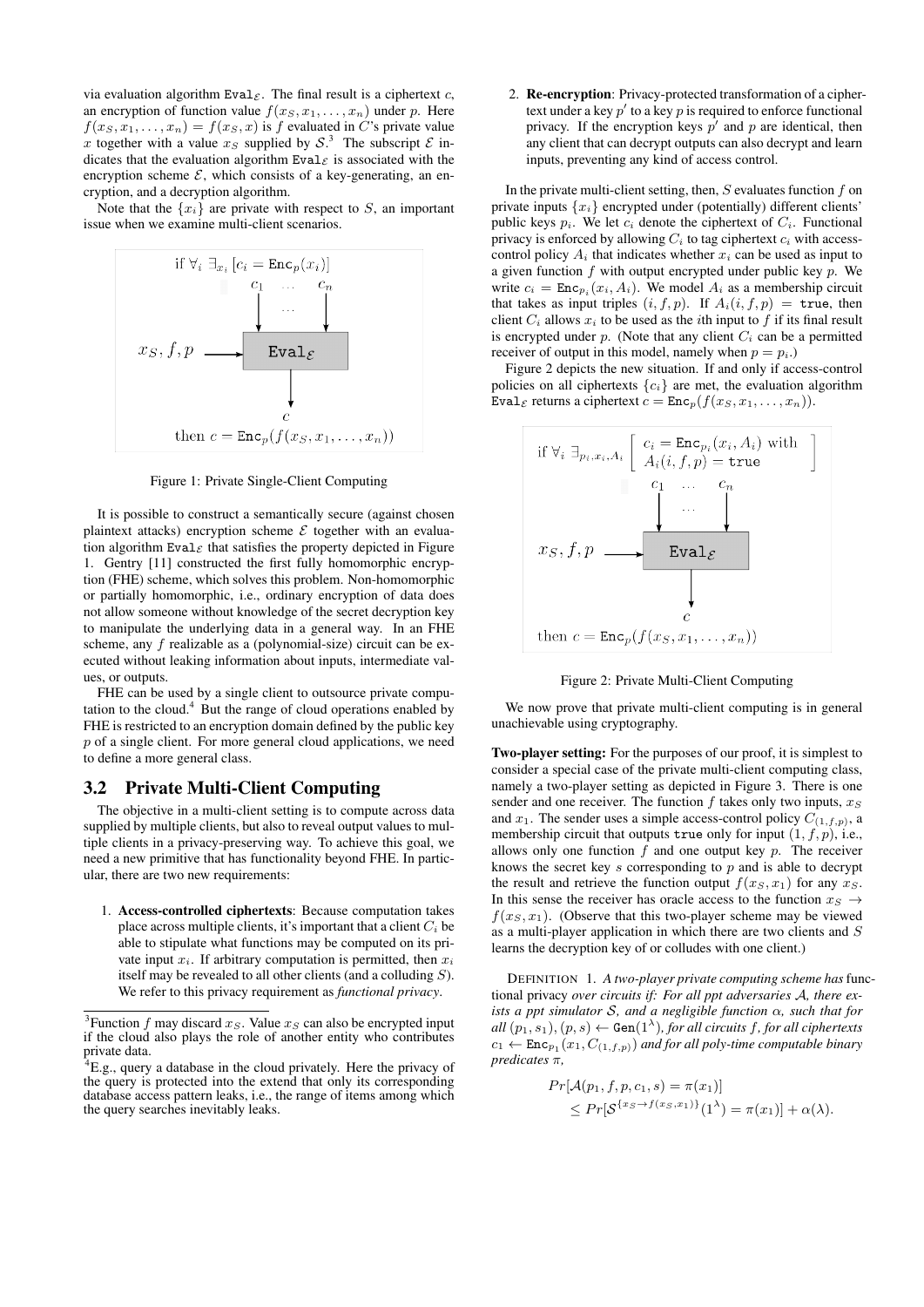via evaluation algorithm $\texttt{Eval}_\mathcal{E}$. The final result is a ciphertext $c$, an encryption of function value $f(x_S, x_1, \ldots, x_n)$ under $p$. Here $f(x_S, x_1, \ldots, x_n) = f(x_S, x)$ is $f$ evaluated in $C$'s private value $x$ together with a value $x_S$ supplied by $\mathcal{S}$.[3] The subscript $\mathcal{E}$ indicates that the evaluation algorithm $\texttt{Eval}_\mathcal{E}$ is associated with the encryption scheme $\mathcal{E}$, which consists of a key-generating, an encryption, and a decryption algorithm.

Note that the $\{x_i\}$ are private with respect to $S$, an important issue when we examine multi-client scenarios.

if $\forall_i \; \exists_{x_i} \, [c_i = \texttt{Enc}_p(x_i)]$

$c_1 \quad \ldots \quad c_n$

$x_S, f, p$

$\texttt{Eval}_\mathcal{E}$

$c$

then $c = \texttt{Enc}_p(f(x_S, x_1, \ldots, x_n))$

Figure 1: Private Single-Client Computing

It is possible to construct a semantically secure (against chosen plaintext attacks) encryption scheme $\mathcal{E}$ together with an evaluation algorithm $\texttt{Eval}_\mathcal{E}$ that satisfies the property depicted in Figure 1. Gentry [11] constructed the first fully homomorphic encryption (FHE) scheme, which solves this problem. Non-homomorphic or partially homomorphic, i.e., ordinary encryption of data does not allow someone without knowledge of the secret decryption key to manipulate the underlying data in a general way. In an FHE scheme, any $f$ realizable as a (polynomial-size) circuit can be executed without leaking information about inputs, intermediate values, or outputs.

FHE can be used by a single client to outsource private computation to the cloud.[4] But the range of cloud operations enabled by FHE is restricted to an encryption domain defined by the public key $p$ of a single client. For more general cloud applications, we need to define a more general class.

## 3.2 Private Multi-Client Computing

The objective in a multi-client setting is to compute across data supplied by multiple clients, but also to reveal output values to multiple clients in a privacy-preserving way. To achieve this goal, we need a new primitive that has functionality beyond FHE. In particular, there are two new requirements:

1. **Access-controlled ciphertexts**: Because computation takes place across multiple clients, it's important that a client $C_i$ be able to stipulate what functions may be computed on its private input $x_i$. If arbitrary computation is permitted, then $x_i$ itself may be revealed to all other clients (and a colluding $S$). We refer to this privacy requirement as *functional privacy*.

2. **Re-encryption**: Privacy-protected transformation of a ciphertext under a key $p'$ to a key $p$ is required to enforce functional privacy. If the encryption keys $p'$ and $p$ are identical, then any client that can decrypt outputs can also decrypt and learn inputs, preventing any kind of access control.

In the private multi-client setting, then, $S$ evaluates function $f$ on private inputs $\{x_i\}$ encrypted under (potentially) different clients' public keys $p_i$. We let $c_i$ denote the ciphertext of $C_i$. Functional privacy is enforced by allowing $C_i$ to tag ciphertext $c_i$ with access-control policy $A_i$ that indicates whether $x_i$ can be used as input to a given function $f$ with output encrypted under public key $p$. We write $c_i = \texttt{Enc}_{p_i}(x_i, A_i)$. We model $A_i$ as a membership circuit that takes as input triples $(i, f, p)$. If $A_i(i, f, p) = \texttt{true}$, then client $C_i$ allows $x_i$ to be used as the $i$th input to $f$ if its final result is encrypted under $p$. (Note that any client $C_i$ can be a permitted receiver of output in this model, namely when $p = p_i$.)

Figure 2 depicts the new situation. If and only if access-control policies on all ciphertexts $\{c_i\}$ are met, the evaluation algorithm $\texttt{Eval}_\mathcal{E}$ returns a ciphertext $c = \texttt{Enc}_p(f(x_S, x_1, \ldots, x_n))$.

if $\forall_i \; \exists_{p_i, x_i, A_i} \left[ \begin{array}{l} c_i = \texttt{Enc}_{p_i}(x_i, A_i) \text{ with} \\ A_i(i, f, p) = \texttt{true} \end{array} \right]$

$c_1 \quad \ldots \quad c_n$

$x_S, f, p$

$\texttt{Eval}_\mathcal{E}$

$c$

then $c = \texttt{Enc}_p(f(x_S, x_1, \ldots, x_n))$

Figure 2: Private Multi-Client Computing

We now prove that private multi-client computing is in general unachievable using cryptography.

**Two-player setting:** For the purposes of our proof, it is simplest to consider a special case of the private multi-client computing class, namely a two-player setting as depicted in Figure 3. There is one sender and one receiver. The function $f$ takes only two inputs, $x_S$ and $x_1$. The sender uses a simple access-control policy $C_{(1,f,p)}$, a membership circuit that outputs $\texttt{true}$ only for input $(1, f, p)$, i.e., allows only one function $f$ and one output key $p$. The receiver knows the secret key $s$ corresponding to $p$ and is able to decrypt the result and retrieve the function output $f(x_S, x_1)$ for any $x_S$. In this sense the receiver has oracle access to the function $x_S \to f(x_S, x_1)$. (Observe that this two-player scheme may be viewed as a multi-player application in which there are two clients and $S$ learns the decryption key of or colludes with one client.)

DEFINITION 1. *A two-player private computing scheme has* functional privacy *over circuits if: For all ppt adversaries $\mathcal{A}$, there exists a ppt simulator $\mathcal{S}$, and a negligible function $\alpha$, such that for all $(p_1, s_1), (p, s) \leftarrow \texttt{Gen}(1^\lambda)$, for all circuits $f$, for all ciphertexts $c_1 \leftarrow \texttt{Enc}_{p_1}(x_1, C_{(1,f,p)})$ and for all poly-time computable binary predicates $\pi$,*

$$
\begin{aligned}
&Pr[\mathcal{A}(p_1, f, p, c_1, s) = \pi(x_1)] \\
&\quad \leq Pr[\mathcal{S}^{\{x_S \to f(x_S, x_1)\}}(1^\lambda) = \pi(x_1)] + \alpha(\lambda).
\end{aligned}
$$

[3] Function $f$ may discard $x_S$. Value $x_S$ can also be encrypted input if the cloud also plays the role of another entity who contributes private data.

[4] E.g., query a database in the cloud privately. Here the privacy of the query is protected into the extend that only its corresponding database access pattern leaks, i.e., the range of items among which the query searches inevitably leaks.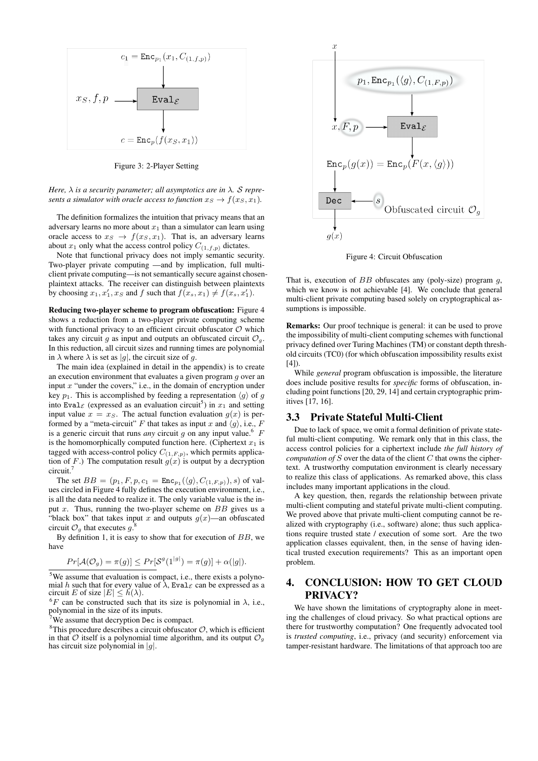Figure 3: 2-Player Setting

*Here, $\lambda$ is a security parameter; all asymptotics are in $\lambda$. $\mathcal{S}$ represents a simulator with oracle access to function $x_S \rightarrow f(x_S, x_1)$.*

The definition formalizes the intuition that privacy means that an adversary learns no more about $x_1$ than a simulator can learn using oracle access to $x_S \rightarrow f(x_S, x_1)$. That is, an adversary learns about $x_1$ only what the access control policy $C_{(1,f,p)}$ dictates.

Note that functional privacy does not imply semantic security. Two-player private computing —and by implication, full multi-client private computing—is not semantically secure against chosen-plaintext attacks. The receiver can distinguish between plaintexts by choosing $x_1, x_1', x_S$ and $f$ such that $f(x_s, x_1) \neq f(x_s, x_1')$.

**Reducing two-player scheme to program obfuscation:** Figure 4 shows a reduction from a two-player private computing scheme with functional privacy to an efficient circuit obfuscator $\mathcal{O}$ which takes any circuit $g$ as input and outputs an obfuscated circuit $\mathcal{O}_g$. In this reduction, all circuit sizes and running times are polynomial in $\lambda$ where $\lambda$ is set as $|g|$, the circuit size of $g$.

The main idea (explained in detail in the appendix) is to create an execution environment that evaluates a given program $g$ over an input $x$ "under the covers," i.e., in the domain of encryption under key $p_1$. This is accomplished by feeding a representation $\langle g \rangle$ of $g$ into $\texttt{Eval}_\mathcal{E}$ (expressed as an evaluation circuit[5]) in $x_1$ and setting input value $x = x_S$. The actual function evaluation $g(x)$ is performed by a "meta-circuit" $F$ that takes as input $x$ and $\langle g \rangle$, i.e., $F$ is a generic circuit that runs *any* circuit $g$ on any input value.[6] $F$ is the homomorphically computed function here. (Ciphertext $x_1$ is tagged with access-control policy $C_{(1,F,p)}$, which permits application of $F$.) The computation result $g(x)$ is output by a decryption circuit.[7]

The set $BB = (p_1, F, p, c_1 = \texttt{Enc}_{p_1}(\langle g \rangle, C_{(1,F,p)}), s)$ of values circled in Figure 4 fully defines the execution environment, i.e., is all the data needed to realize it. The only variable value is the input $x$. Thus, running the two-player scheme on $BB$ gives us a "black box" that takes input $x$ and outputs $g(x)$—an obfuscated circuit $\mathcal{O}_g$ that executes $g$.[8]

By definition 1, it is easy to show that for execution of $BB$, we have

$$Pr[\mathcal{A}(\mathcal{O}_g) = \pi(g)] \leq Pr[\mathcal{S}^g(1^{|g|}) = \pi(g)] + \alpha(|g|).$$

[5]We assume that evaluation is compact, i.e., there exists a polynomial $h$ such that for every value of $\lambda$, $\texttt{Eval}_\mathcal{E}$ can be expressed as a circuit $E$ of size $|E| \leq h(\lambda)$.

[6]$F$ can be constructed such that its size is polynomial in $\lambda$, i.e., polynomial in the size of its inputs.

[7]We assume that decryption $\texttt{Dec}$ is compact.

[8]This procedure describes a circuit obfuscator $\mathcal{O}$, which is efficient in that $\mathcal{O}$ itself is a polynomial time algorithm, and its output $\mathcal{O}_g$ has circuit size polynomial in $|g|$.

Figure 4: Circuit Obfuscation

That is, execution of $BB$ obfuscates any (poly-size) program $g$, which we know is not achievable [4]. We conclude that general multi-client private computing based solely on cryptographical assumptions is impossible.

**Remarks:** Our proof technique is general: it can be used to prove the impossibility of multi-client computing schemes with functional privacy defined over Turing Machines (TM) or constant depth threshold circuits (TC0) (for which obfuscation impossibility results exist [4]).

While *general* program obfuscation is impossible, the literature does include positive results for *specific* forms of obfuscation, including point functions [20, 29, 14] and certain cryptographic primitives [17, 16].

## 3.3 Private Stateful Multi-Client

Due to lack of space, we omit a formal definition of private stateful multi-client computing. We remark only that in this class, the access control policies for a ciphertext include *the full history of computation of $S$* over the data of the client $C$ that owns the ciphertext. A trustworthy computation environment is clearly necessary to realize this class of applications. As remarked above, this class includes many important applications in the cloud.

A key question, then, regards the relationship between private multi-client computing and stateful private multi-client computing. We proved above that private multi-client computing cannot be realized with cryptography (i.e., software) alone; thus such applications require trusted state / execution of some sort. Are the two application classes equivalent, then, in the sense of having identical trusted execution requirements? This as an important open problem.

# 4. CONCLUSION: HOW TO GET CLOUD PRIVACY?

We have shown the limitations of cryptography alone in meeting the challenges of cloud privacy. So what practical options are there for trustworthy computation? One frequently advocated tool is *trusted computing*, i.e., privacy (and security) enforcement via tamper-resistant hardware. The limitations of that approach too are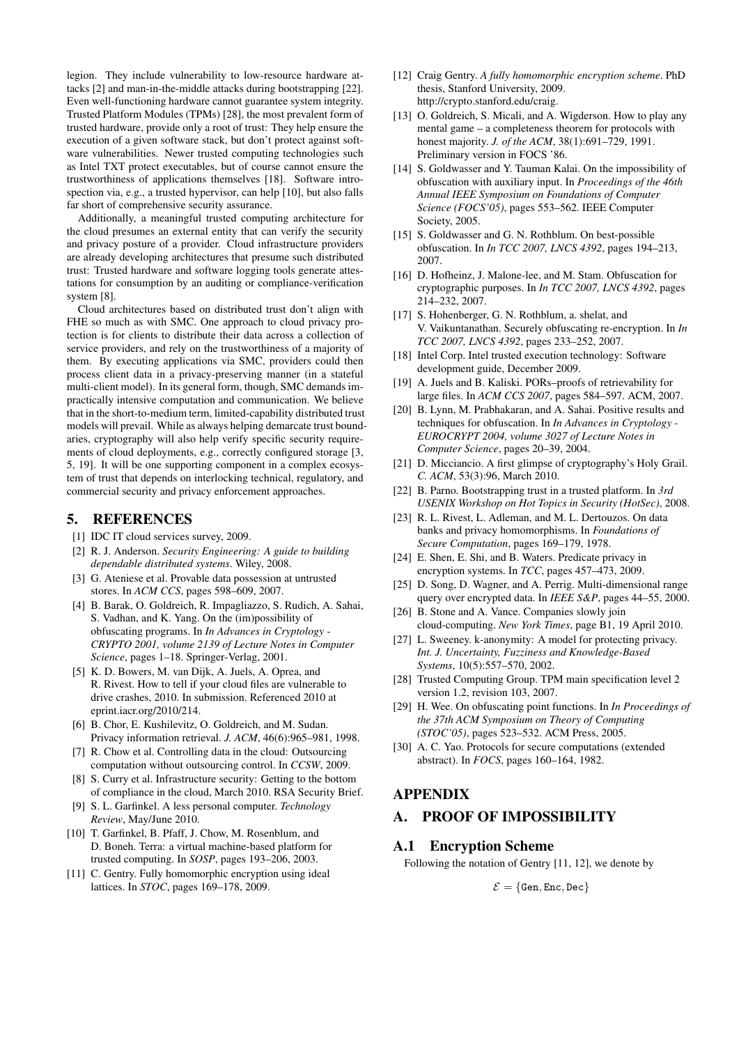legion. They include vulnerability to low-resource hardware attacks [2] and man-in-the-middle attacks during bootstrapping [22]. Even well-functioning hardware cannot guarantee system integrity. Trusted Platform Modules (TPMs) [28], the most prevalent form of trusted hardware, provide only a root of trust: They help ensure the execution of a given software stack, but don't protect against software vulnerabilities. Newer trusted computing technologies such as Intel TXT protect executables, but of course cannot ensure the trustworthiness of applications themselves [18]. Software introspection via, e.g., a trusted hypervisor, can help [10], but also falls far short of comprehensive security assurance.

Additionally, a meaningful trusted computing architecture for the cloud presumes an external entity that can verify the security and privacy posture of a provider. Cloud infrastructure providers are already developing architectures that presume such distributed trust: Trusted hardware and software logging tools generate attestations for consumption by an auditing or compliance-verification system [8].

Cloud architectures based on distributed trust don't align with FHE so much as with SMC. One approach to cloud privacy protection is for clients to distribute their data across a collection of service providers, and rely on the trustworthiness of a majority of them. By executing applications via SMC, providers could then process client data in a privacy-preserving manner (in a stateful multi-client model). In its general form, though, SMC demands impractically intensive computation and communication. We believe that in the short-to-medium term, limited-capability distributed trust models will prevail. While as always helping demarcate trust boundaries, cryptography will also help verify specific security requirements of cloud deployments, e.g., correctly configured storage [3, 5, 19]. It will be one supporting component in a complex ecosystem of trust that depends on interlocking technical, regulatory, and commercial security and privacy enforcement approaches.

## 5. REFERENCES

[1] IDC IT cloud services survey, 2009.

[2] R. J. Anderson. *Security Engineering: A guide to building dependable distributed systems*. Wiley, 2008.

[3] G. Ateniese et al. Provable data possession at untrusted stores. In *ACM CCS*, pages 598–609, 2007.

[4] B. Barak, O. Goldreich, R. Impagliazzo, S. Rudich, A. Sahai, S. Vadhan, and K. Yang. On the (im)possibility of obfuscating programs. In *In Advances in Cryptology - CRYPTO 2001, volume 2139 of Lecture Notes in Computer Science*, pages 1–18. Springer-Verlag, 2001.

[5] K. D. Bowers, M. van Dijk, A. Juels, A. Oprea, and R. Rivest. How to tell if your cloud files are vulnerable to drive crashes, 2010. In submission. Referenced 2010 at eprint.iacr.org/2010/214.

[6] B. Chor, E. Kushilevitz, O. Goldreich, and M. Sudan. Privacy information retrieval. *J. ACM*, 46(6):965–981, 1998.

[7] R. Chow et al. Controlling data in the cloud: Outsourcing computation without outsourcing control. In *CCSW*, 2009.

[8] S. Curry et al. Infrastructure security: Getting to the bottom of compliance in the cloud, March 2010. RSA Security Brief.

[9] S. L. Garfinkel. A less personal computer. *Technology Review*, May/June 2010.

[10] T. Garfinkel, B. Pfaff, J. Chow, M. Rosenblum, and D. Boneh. Terra: a virtual machine-based platform for trusted computing. In *SOSP*, pages 193–206, 2003.

[11] C. Gentry. Fully homomorphic encryption using ideal lattices. In *STOC*, pages 169–178, 2009.

[12] Craig Gentry. *A fully homomorphic encryption scheme*. PhD thesis, Stanford University, 2009. http://crypto.stanford.edu/craig.

[13] O. Goldreich, S. Micali, and A. Wigderson. How to play any mental game – a completeness theorem for protocols with honest majority. *J. of the ACM*, 38(1):691–729, 1991. Preliminary version in FOCS '86.

[14] S. Goldwasser and Y. Tauman Kalai. On the impossibility of obfuscation with auxiliary input. In *Proceedings of the 46th Annual IEEE Symposium on Foundations of Computer Science (FOCS'05)*, pages 553–562. IEEE Computer Society, 2005.

[15] S. Goldwasser and G. N. Rothblum. On best-possible obfuscation. In *In TCC 2007, LNCS 4392*, pages 194–213, 2007.

[16] D. Hofheinz, J. Malone-lee, and M. Stam. Obfuscation for cryptographic purposes. In *In TCC 2007, LNCS 4392*, pages 214–232, 2007.

[17] S. Hohenberger, G. N. Rothblum, a. shelat, and V. Vaikuntanathan. Securely obfuscating re-encryption. In *In TCC 2007, LNCS 4392*, pages 233–252, 2007.

[18] Intel Corp. Intel trusted execution technology: Software development guide, December 2009.

[19] A. Juels and B. Kaliski. PORs–proofs of retrievability for large files. In *ACM CCS 2007*, pages 584–597. ACM, 2007.

[20] B. Lynn, M. Prabhakaran, and A. Sahai. Positive results and techniques for obfuscation. In *In Advances in Cryptology - EUROCRYPT 2004, volume 3027 of Lecture Notes in Computer Science*, pages 20–39, 2004.

[21] D. Micciancio. A first glimpse of cryptography's Holy Grail. *C. ACM*, 53(3):96, March 2010.

[22] B. Parno. Bootstrapping trust in a trusted platform. In *3rd USENIX Workshop on Hot Topics in Security (HotSec)*, 2008.

[23] R. L. Rivest, L. Adleman, and M. L. Dertouzos. On data banks and privacy homomorphisms. In *Foundations of Secure Computation*, pages 169–179, 1978.

[24] E. Shen, E. Shi, and B. Waters. Predicate privacy in encryption systems. In *TCC*, pages 457–473, 2009.

[25] D. Song, D. Wagner, and A. Perrig. Multi-dimensional range query over encrypted data. In *IEEE S&P*, pages 44–55, 2000.

[26] B. Stone and A. Vance. Companies slowly join cloud-computing. *New York Times*, page B1, 19 April 2010.

[27] L. Sweeney. k-anonymity: A model for protecting privacy. *Int. J. Uncertainty, Fuzziness and Knowledge-Based Systems*, 10(5):557–570, 2002.

[28] Trusted Computing Group. TPM main specification level 2 version 1.2, revision 103, 2007.

[29] H. Wee. On obfuscating point functions. In *In Proceedings of the 37th ACM Symposium on Theory of Computing (STOC'05)*, pages 523–532. ACM Press, 2005.

[30] A. C. Yao. Protocols for secure computations (extended abstract). In *FOCS*, pages 160–164, 1982.

# APPENDIX

## A. PROOF OF IMPOSSIBILITY

### A.1 Encryption Scheme

Following the notation of Gentry [11, 12], we denote by

$$\mathcal{E} = \{\texttt{Gen}, \texttt{Enc}, \texttt{Dec}\}$$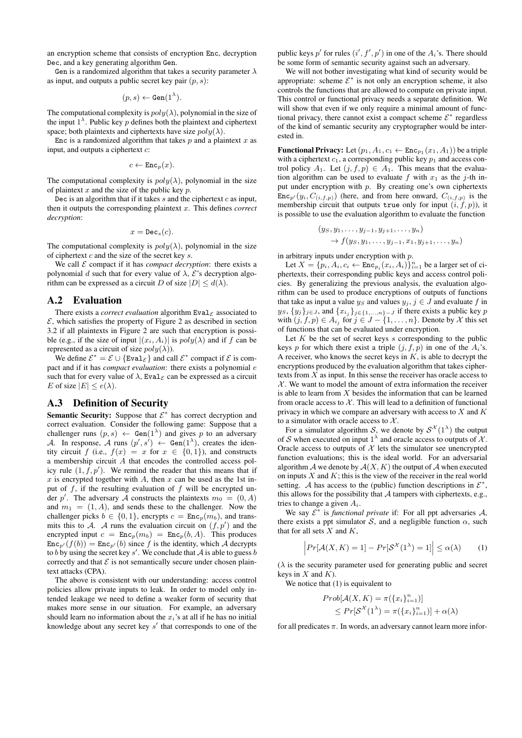an encryption scheme that consists of encryption Enc, decryption Dec, and a key generating algorithm Gen.

Gen is a randomized algorithm that takes a security parameter $\lambda$ as input, and outputs a public secret key pair $(p, s)$:

$$(p, s) \leftarrow \texttt{Gen}(1^\lambda).$$

The computational complexity is $poly(\lambda)$, polynomial in the size of the input $1^\lambda$. Public key $p$ defines both the plaintext and ciphertext space; both plaintexts and ciphertexts have size $poly(\lambda)$.

Enc is a randomized algorithm that takes $p$ and a plaintext $x$ as input, and outputs a ciphertext $c$:

$$c \leftarrow \texttt{Enc}_p(x).$$

The computational complexity is $poly(\lambda)$, polynomial in the size of plaintext $x$ and the size of the public key $p$.

Dec is an algorithm that if it takes $s$ and the ciphertext $c$ as input, then it outputs the corresponding plaintext $x$. This defines *correct decryption*:

$$x = \texttt{Dec}_s(c).$$

The computational complexity is $poly(\lambda)$, polynomial in the size of ciphertext $c$ and the size of the secret key $s$.

We call $\mathcal{E}$ compact if it has *compact decryption*: there exists a polynomial $d$ such that for every value of $\lambda$, $\mathcal{E}$'s decryption algorithm can be expressed as a circuit $D$ of size $|D| \leq d(\lambda)$.

## A.2 Evaluation

There exists a *correct evaluation* algorithm $\texttt{Eval}_\mathcal{E}$ associated to $\mathcal{E}$, which satisfies the property of Figure 2 as described in section 3.2 if all plaintexts in Figure 2 are such that encryption is possible (e.g., if the size of input $|(x_i, A_i)|$ is $poly(\lambda)$ and if $f$ can be represented as a circuit of size $poly(\lambda)$).

We define $\mathcal{E}^* = \mathcal{E} \cup \{\texttt{Eval}_\mathcal{E}\}$ and call $\mathcal{E}^*$ compact if $\mathcal{E}$ is compact and if it has *compact evaluation*: there exists a polynomial $e$ such that for every value of $\lambda$, $\texttt{Eval}_\mathcal{E}$ can be expressed as a circuit $E$ of size $|E| \leq e(\lambda)$.

## A.3 Definition of Security

**Semantic Security:** Suppose that $\mathcal{E}^*$ has correct decryption and correct evaluation. Consider the following game: Suppose that a challenger runs $(p, s) \leftarrow \texttt{Gen}(1^\lambda)$ and gives $p$ to an adversary $\mathcal{A}$. In response, $\mathcal{A}$ runs $(p', s') \leftarrow \texttt{Gen}(1^\lambda)$, creates the identity circuit $f$ (i.e., $f(x) = x$ for $x \in \{0, 1\}$), and constructs a membership circuit $A$ that encodes the controlled access policy rule $(1, f, p')$. We remind the reader that this means that if $x$ is encrypted together with $A$, then $x$ can be used as the 1st input of $f$, if the resulting evaluation of $f$ will be encrypted under $p'$. The adversary $\mathcal{A}$ constructs the plaintexts $m_0 = (0, A)$ and $m_1 = (1, A)$, and sends these to the challenger. Now the challenger picks $b \in \{0, 1\}$, encrypts $c = \texttt{Enc}_p(m_b)$, and transmits this to $\mathcal{A}$. $\mathcal{A}$ runs the evaluation circuit on $(f, p')$ and the encrypted input $c = \texttt{Enc}_p(m_b) = \texttt{Enc}_p(b, A)$. This produces $\texttt{Enc}_{p'}(f(b)) = \texttt{Enc}_{p'}(b)$ since $f$ is the identity, which $\mathcal{A}$ decrypts to $b$ by using the secret key $s'$. We conclude that $\mathcal{A}$ is able to guess $b$ correctly and that $\mathcal{E}$ is not semantically secure under chosen plaintext attacks (CPA).

The above is consistent with our understanding: access control policies allow private inputs to leak. In order to model only intended leakage we need to define a weaker form of security that makes more sense in our situation. For example, an adversary should learn no information about the $x_i$'s at all if he has no initial knowledge about any secret key $s'$ that corresponds to one of the public keys $p'$ for rules $(i', f', p')$ in one of the $A_i$'s. There should be some form of semantic security against such an adversary.

We will not bother investigating what kind of security would be appropriate: scheme $\mathcal{E}^*$ is not only an encryption scheme, it also controls the functions that are allowed to compute on private input. This control or functional privacy needs a separate definition. We will show that even if we only require a minimal amount of functional privacy, there cannot exist a compact scheme $\mathcal{E}^*$ regardless of the kind of semantic security any cryptographer would be interested in.

**Functional Privacy:** Let $(p_1, A_1, c_1 \leftarrow \texttt{Enc}_{p_1}(x_1, A_1))$ be a triple with a ciphertext $c_1$, a corresponding public key $p_1$ and access control policy $A_1$. Let $(j, f, p) \in A_1$. This means that the evaluation algorithm can be used to evaluate $f$ with $x_1$ as the $j$-th input under encryption with $p$. By creating one's own ciphertexts $\texttt{Enc}_{p'}(y_i, C_{(i,f,p)})$ (here, and from here onward, $C_{(i,f,p)}$ is the membership circuit that outputs true only for input $(i, f, p)$), it is possible to use the evaluation algorithm to evaluate the function

$$\begin{aligned}(y_S, y_1, \ldots, y_{j-1}, y_{j+1}, \ldots, y_n) \\ \rightarrow f(y_S, y_1, \ldots, y_{j-1}, x_1, y_{j+1}, \ldots, y_n)\end{aligned}$$

in arbitrary inputs under encryption with $p$.

Let $X = \{p_i, A_i, c_i \leftarrow \texttt{Enc}_{p_i}(x_i, A_i)\}_{i=1}^n$ be a larger set of ciphertexts, their corresponding public keys and access control policies. By generalizing the previous analysis, the evaluation algorithm can be used to produce encryptions of outputs of functions that take as input a value $y_S$ and values $y_j, j \in J$ and evaluate $f$ in $y_S$, $\{y_j\}_{j\in J}$, and $\{x_{i_j}\}_{j \in \{1,\ldots,n\}-J}$ if there exists a public key $p$ with $(j, f, p) \in A_{i_j}$ for $j \in J - \{1, \ldots, n\}$. Denote by $\mathcal{X}$ this set of functions that can be evaluated under encryption.

Let $K$ be the set of secret keys $s$ corresponding to the public keys $p$ for which there exist a triple $(j, f, p)$ in one of the $A_i$'s. A receiver, who knows the secret keys in $K$, is able to decrypt the encryptions produced by the evaluation algorithm that takes ciphertexts from $X$ as input. In this sense the receiver has oracle access to $\mathcal{X}$. We want to model the amount of extra information the receiver is able to learn from $X$ besides the information that can be learned from oracle access to $\mathcal{X}$. This will lead to a definition of functional privacy in which we compare an adversary with access to $X$ and $K$ to a simulator with oracle access to $\mathcal{X}$.

For a simulator algorithm $\mathcal{S}$, we denote by $\mathcal{S}^\mathcal{X}(1^\lambda)$ the output of $\mathcal{S}$ when executed on input $1^\lambda$ and oracle access to outputs of $\mathcal{X}$. Oracle access to outputs of $\mathcal{X}$ lets the simulator see unencrypted function evaluations; this is the ideal world. For an adversarial algorithm $\mathcal{A}$ we denote by $\mathcal{A}(X, K)$ the output of $\mathcal{A}$ when executed on inputs $X$ and $K$; this is the view of the receiver in the real world setting. $\mathcal{A}$ has access to the (public) function descriptions in $\mathcal{E}^*$, this allows for the possibility that $\mathcal{A}$ tampers with ciphertexts, e.g., tries to change a given $A_i$.

We say $\mathcal{E}^*$ is *functional private* if: For all ppt adversaries $\mathcal{A}$, there exists a ppt simulator $\mathcal{S}$, and a negligible function $\alpha$, such that for all sets $X$ and $K$,

$$\left| Pr[\mathcal{A}(X, K) = 1] - Pr[\mathcal{S}^\mathcal{X}(1^\lambda) = 1] \right| \leq \alpha(\lambda) \qquad (1)$$

($\lambda$ is the security parameter used for generating public and secret keys in $X$ and $K$).

We notice that (1) is equivalent to

$$\begin{aligned}Prob[\mathcal{A}(X, K) = \pi(\{x_i\}_{i=1}^n)] \\ \leq Pr[\mathcal{S}^\mathcal{X}(1^\lambda) = \pi(\{x_i\}_{i=1}^n)] + \alpha(\lambda)\end{aligned}$$

for all predicates $\pi$. In words, an adversary cannot learn more infor-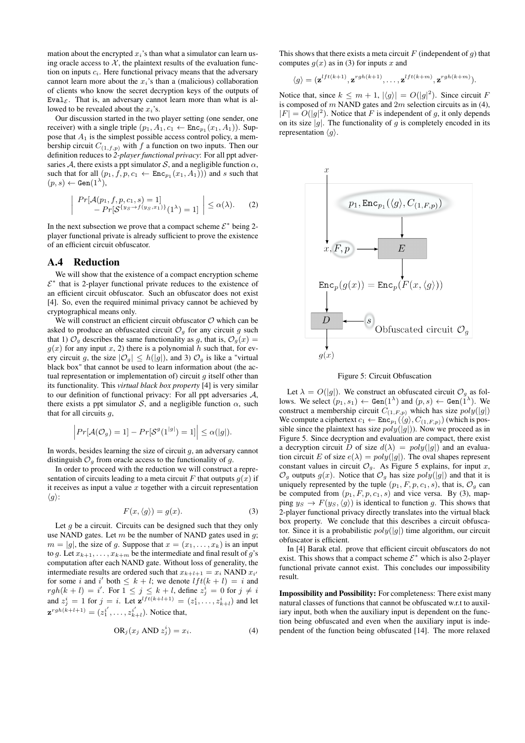mation about the encrypted $x_i$'s than what a simulator can learn using oracle access to $\mathcal{X}$, the plaintext results of the evaluation function on inputs $c_i$. Here functional privacy means that the adversary cannot learn more about the $x_i$'s than a (malicious) collaboration of clients who know the secret decryption keys of the outputs of $\mathtt{Eval}_{\mathcal{E}}$. That is, an adversary cannot learn more than what is allowed to be revealed about the $x_i$'s.

Our discussion started in the two player setting (one sender, one receiver) with a single triple $(p_1, A_1, c_1 \leftarrow \mathtt{Enc}_{p_1}(x_1, A_1))$. Suppose that $A_1$ is the simplest possible access control policy, a membership circuit $C_{(1,f,p)}$ with $f$ a function on two inputs. Then our definition reduces to *2-player functional privacy*: For all ppt adversaries $\mathcal{A}$, there exists a ppt simulator $\mathcal{S}$, and a negligible function $\alpha$, such that for all $(p_1, f, p, c_1 \leftarrow \mathtt{Enc}_{p_1}(x_1, A_1)))$ and $s$ such that $(p, s) \leftarrow \mathtt{Gen}(1^\lambda)$,

$$\left| \begin{array}{l} Pr[\mathcal{A}(p_1, f, p, c_1, s) = 1] \\ \quad - Pr[\mathcal{S}^{\{y_S \to f(y_S, x_1)\}}(1^\lambda) = 1] \end{array} \right| \leq \alpha(\lambda). \tag{2}$$

In the next subsection we prove that a compact scheme $\mathcal{E}^*$ being 2-player functional private is already sufficient to prove the existence of an efficient circuit obfuscator.

## A.4 Reduction

We will show that the existence of a compact encryption scheme $\mathcal{E}^*$ that is 2-player functional private reduces to the existence of an efficient circuit obfuscator. Such an obfuscator does not exist [4]. So, even the required minimal privacy cannot be achieved by cryptographical means only.

We will construct an efficient circuit obfuscator $\mathcal{O}$ which can be asked to produce an obfuscated circuit $\mathcal{O}_g$ for any circuit $g$ such that 1) $\mathcal{O}_g$ describes the same functionality as $g$, that is, $\mathcal{O}_g(x) = g(x)$ for any input $x$, 2) there is a polynomial $h$ such that, for every circuit $g$, the size $|\mathcal{O}_g| \leq h(|g|)$, and 3) $\mathcal{O}_g$ is like a "virtual black box" that cannot be used to learn information about (the actual representation or implementation of) circuit $g$ itself other than its functionality. This *virtual black box property* [4] is very similar to our definition of functional privacy: For all ppt adversaries $\mathcal{A}$, there exists a ppt simulator $\mathcal{S}$, and a negligible function $\alpha$, such that for all circuits $g$,

$$\left| Pr[\mathcal{A}(\mathcal{O}_g) = 1] - Pr[\mathcal{S}^g(1^{|g|}) = 1] \right| \leq \alpha(|g|).$$

In words, besides learning the size of circuit $g$, an adversary cannot distinguish $\mathcal{O}_g$ from oracle access to the functionality of $g$.

In order to proceed with the reduction we will construct a representation of circuits leading to a meta circuit $F$ that outputs $g(x)$ if it receives as input a value $x$ together with a circuit representation $\langle g \rangle$:

$$F(x, \langle g \rangle) = g(x). \tag{3}$$

Let $g$ be a circuit. Circuits can be designed such that they only use NAND gates. Let $m$ be the number of NAND gates used in $g$; $m = |g|$, the size of $g$. Suppose that $x = (x_1, \ldots, x_k)$ is an input to $g$. Let $x_{k+1}, \ldots, x_{k+m}$ be the intermediate and final result of $g$'s computation after each NAND gate. Without loss of generality, the intermediate results are ordered such that $x_{k+l+1} = x_i$ NAND $x_{i'}$ for some $i$ and $i'$ both $\leq k + l$; we denote $lft(k + l) = i$ and $rgh(k + l) = i'$. For $1 \leq j \leq k + l$, define $z^i_j = 0$ for $j \neq i$ and $z^i_j = 1$ for $j = i$. Let $\mathbf{z}^{lft(k+l+1)} = (z^i_1, \ldots, z^i_{k+l})$ and let $\mathbf{z}^{rgh(k+l+1)} = (z^{i'}_1, \ldots, z^{i'}_{k+l})$. Notice that,

$$\text{OR}_j(x_j \text{ AND } z^i_j) = x_i. \tag{4}$$

This shows that there exists a meta circuit $F$ (independent of $g$) that computes $g(x)$ as in (3) for inputs $x$ and

$$\langle g \rangle = (\mathbf{z}^{lft(k+1)}, \mathbf{z}^{rgh(k+1)}, \ldots, \mathbf{z}^{lft(k+m)}, \mathbf{z}^{rgh(k+m)}).$$

Notice that, since $k \leq m + 1$, $|\langle g \rangle| = O(|g|^2)$. Since circuit $F$ is composed of $m$ NAND gates and $2m$ selection circuits as in (4), $|F| = O(|g|^2)$. Notice that $F$ is independent of $g$, it only depends on its size $|g|$. The functionality of $g$ is completely encoded in its representation $\langle g \rangle$.

$x$

$p_1, \mathtt{Enc}_{p_1}(\langle g \rangle, C_{(1,F,p)})$

$x, F, p$

$E$

$\mathtt{Enc}_p(g(x)) = \mathtt{Enc}_p(F(x, \langle g \rangle))$

$D$

$s$

Obfuscated circuit $\mathcal{O}_g$

$g(x)$

Figure 5: Circuit Obfuscation

Let $\lambda = O(|g|)$. We construct an obfuscated circuit $\mathcal{O}_g$ as follows. We select $(p_1, s_1) \leftarrow \mathtt{Gen}(1^\lambda)$ and $(p, s) \leftarrow \mathtt{Gen}(1^\lambda)$. We construct a membership circuit $C_{(1,F,p)}$ which has size $poly(|g|)$ We compute a ciphertext $c_1 \leftarrow \mathtt{Enc}_{p_1}(\langle g \rangle, C_{(1,F,p)})$ (which is possible since the plaintext has size $poly(|g|)$). Now we proceed as in Figure 5. Since decryption and evaluation are compact, there exist a decryption circuit $D$ of size $d(\lambda) = poly(|g|)$ and an evaluation circuit $E$ of size $e(\lambda) = poly(|g|)$. The oval shapes represent constant values in circuit $\mathcal{O}_g$. As Figure 5 explains, for input $x$, $\mathcal{O}_g$ outputs $g(x)$. Notice that $\mathcal{O}_g$ has size $poly(|g|)$ and that it is uniquely represented by the tuple $(p_1, F, p, c_1, s)$, that is, $\mathcal{O}_g$ can be computed from $(p_1, F, p, c_1, s)$ and vice versa. By (3), mapping $y_S \to F(y_S, \langle g \rangle)$ is identical to function $g$. This shows that 2-player functional privacy directly translates into the virtual black box property. We conclude that this describes a circuit obfuscator. Since it is a probabilistic $poly(|g|)$ time algorithm, our circuit obfuscator is efficient.

In [4] Barak etal. prove that efficient circuit obfuscators do not exist. This shows that a compact scheme $\mathcal{E}^*$ which is also 2-player functional private cannot exist. This concludes our impossibility result.

**Impossibility and Possibility:** For completeness: There exist many natural classes of functions that cannot be obfuscated w.r.t to auxiliary input, both when the auxiliary input is dependent on the function being obfuscated and even when the auxiliary input is independent of the function being obfuscated [14]. The more relaxed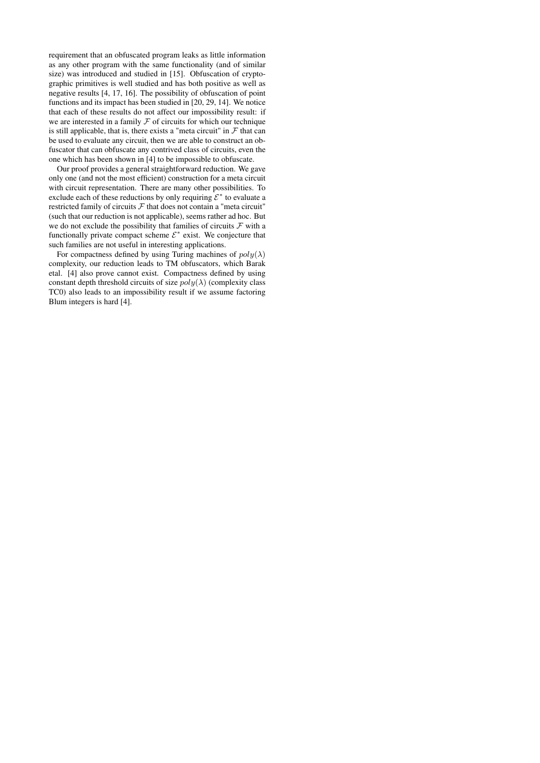requirement that an obfuscated program leaks as little information as any other program with the same functionality (and of similar size) was introduced and studied in [15]. Obfuscation of cryptographic primitives is well studied and has both positive as well as negative results [4, 17, 16]. The possibility of obfuscation of point functions and its impact has been studied in [20, 29, 14]. We notice that each of these results do not affect our impossibility result: if we are interested in a family $\mathcal{F}$ of circuits for which our technique is still applicable, that is, there exists a "meta circuit" in $\mathcal{F}$ that can be used to evaluate any circuit, then we are able to construct an obfuscator that can obfuscate any contrived class of circuits, even the one which has been shown in [4] to be impossible to obfuscate.

Our proof provides a general straightforward reduction. We gave only one (and not the most efficient) construction for a meta circuit with circuit representation. There are many other possibilities. To exclude each of these reductions by only requiring $\mathcal{E}^*$ to evaluate a restricted family of circuits $\mathcal{F}$ that does not contain a "meta circuit" (such that our reduction is not applicable), seems rather ad hoc. But we do not exclude the possibility that families of circuits $\mathcal{F}$ with a functionally private compact scheme $\mathcal{E}^*$ exist. We conjecture that such families are not useful in interesting applications.

For compactness defined by using Turing machines of $poly(\lambda)$ complexity, our reduction leads to TM obfuscators, which Barak etal. [4] also prove cannot exist. Compactness defined by using constant depth threshold circuits of size $poly(\lambda)$ (complexity class TC0) also leads to an impossibility result if we assume factoring Blum integers is hard [4].